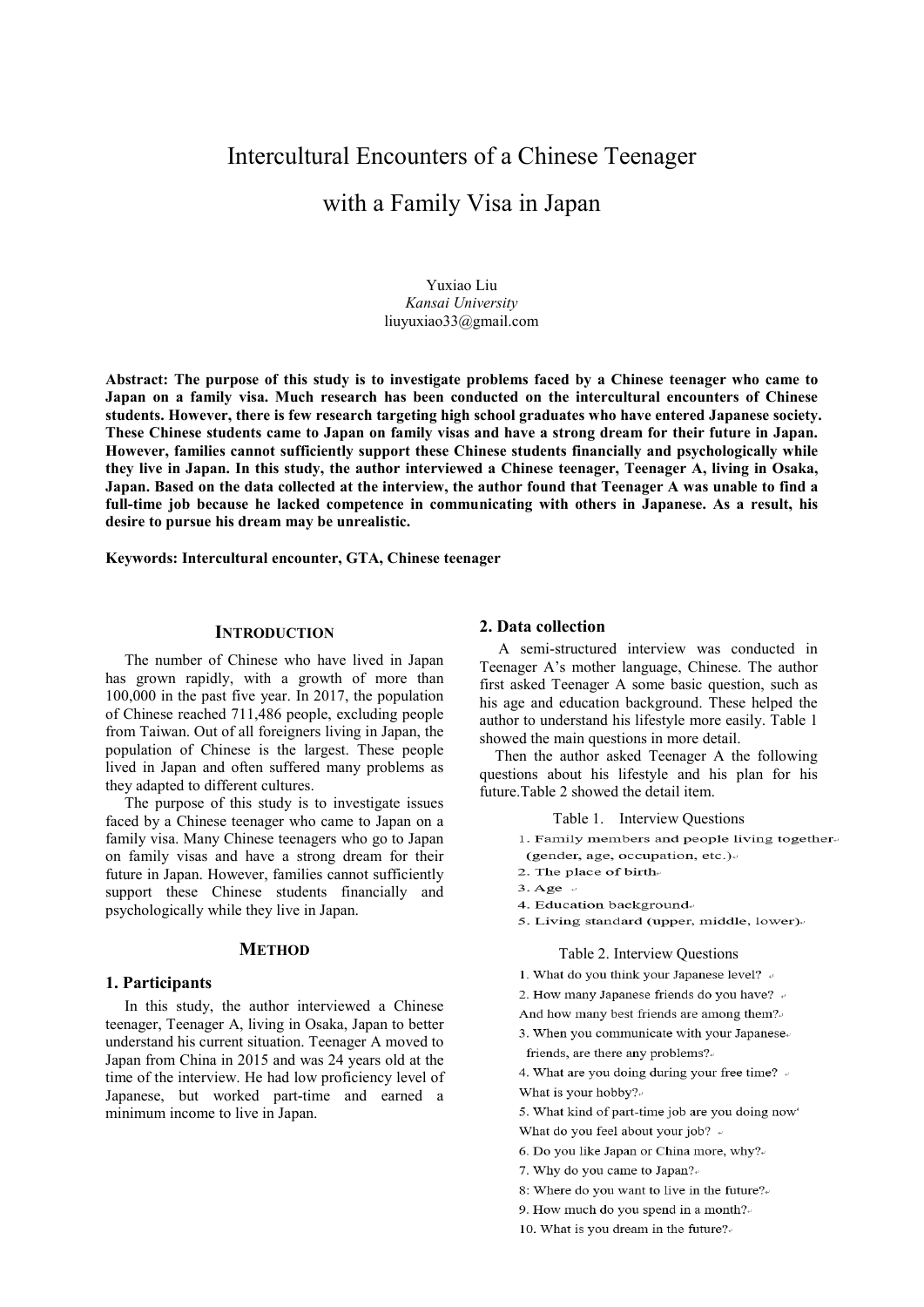# Intercultural Encounters of a Chinese Teenager with a Family Visa in Japan

Yuxiao Liu
*Kansai University*
liuyuxiao33@gmail.com

**Abstract: The purpose of this study is to investigate problems faced by a Chinese teenager who came to Japan on a family visa. Much research has been conducted on the intercultural encounters of Chinese students. However, there is few research targeting high school graduates who have entered Japanese society. These Chinese students came to Japan on family visas and have a strong dream for their future in Japan. However, families cannot sufficiently support these Chinese students financially and psychologically while they live in Japan. In this study, the author interviewed a Chinese teenager, Teenager A, living in Osaka, Japan. Based on the data collected at the interview, the author found that Teenager A was unable to find a full-time job because he lacked competence in communicating with others in Japanese. As a result, his desire to pursue his dream may be unrealistic.**

**Keywords: Intercultural encounter, GTA, Chinese teenager**

## INTRODUCTION

The number of Chinese who have lived in Japan has grown rapidly, with a growth of more than 100,000 in the past five year. In 2017, the population of Chinese reached 711,486 people, excluding people from Taiwan. Out of all foreigners living in Japan, the population of Chinese is the largest. These people lived in Japan and often suffered many problems as they adapted to different cultures.

The purpose of this study is to investigate issues faced by a Chinese teenager who came to Japan on a family visa. Many Chinese teenagers who go to Japan on family visas and have a strong dream for their future in Japan. However, families cannot sufficiently support these Chinese students financially and psychologically while they live in Japan.

## METHOD

### 1. Participants

In this study, the author interviewed a Chinese teenager, Teenager A, living in Osaka, Japan to better understand his current situation. Teenager A moved to Japan from China in 2015 and was 24 years old at the time of the interview. He had low proficiency level of Japanese, but worked part-time and earned a minimum income to live in Japan.

### 2. Data collection

A semi-structured interview was conducted in Teenager A's mother language, Chinese. The author first asked Teenager A some basic question, such as his age and education background. These helped the author to understand his lifestyle more easily. Table 1 showed the main questions in more detail.

Then the author asked Teenager A the following questions about his lifestyle and his plan for his future.Table 2 showed the detail item.

Table 1. Interview Questions

1. Family members and people living together (gender, age, occupation, etc.)
2. The place of birth
3. Age
4. Education background
5. Living standard (upper, middle, lower)

Table 2. Interview Questions

1. What do you think your Japanese level?
2. How many Japanese friends do you have? And how many best friends are among them?
3. When you communicate with your Japanese friends, are there any problems?
4. What are you doing during your free time? What is your hobby?
5. What kind of part-time job are you doing now What do you feel about your job?
6. Do you like Japan or China more, why?
7. Why do you came to Japan?
8: Where do you want to live in the future?
9. How much do you spend in a month?
10. What is you dream in the future?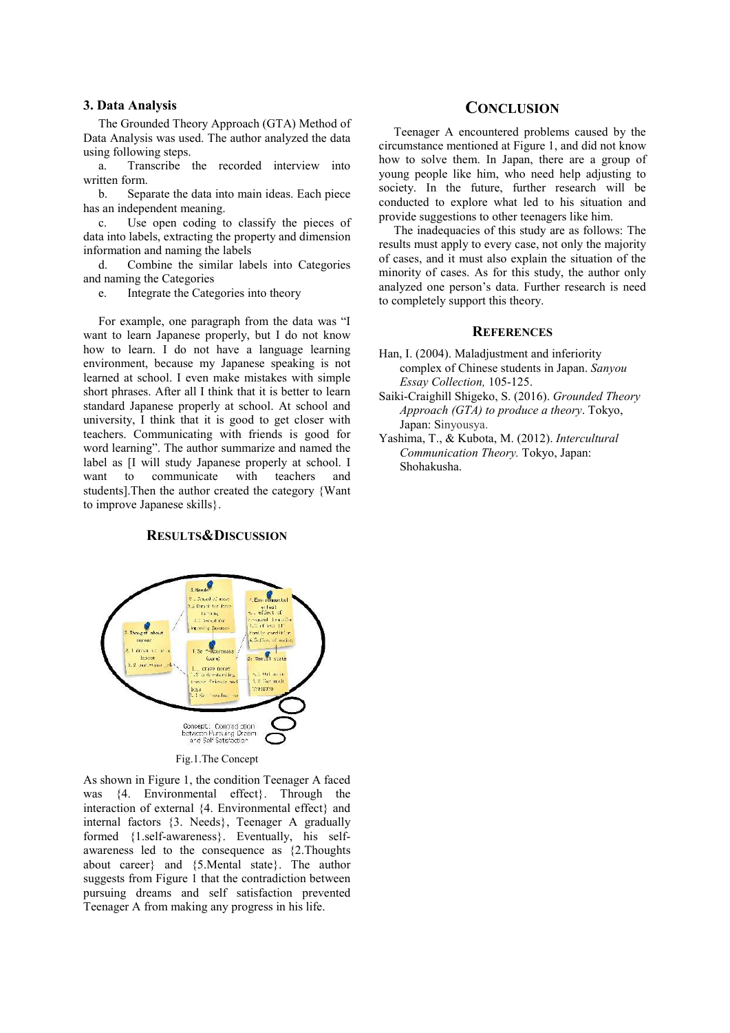### 3. Data Analysis

The Grounded Theory Approach (GTA) Method of Data Analysis was used. The author analyzed the data using following steps.

a. Transcribe the recorded interview into written form.

b. Separate the data into main ideas. Each piece has an independent meaning.

c. Use open coding to classify the pieces of data into labels, extracting the property and dimension information and naming the labels

d. Combine the similar labels into Categories and naming the Categories

e. Integrate the Categories into theory

For example, one paragraph from the data was "I want to learn Japanese properly, but I do not know how to learn. I do not have a language learning environment, because my Japanese speaking is not learned at school. I even make mistakes with simple short phrases. After all I think that it is better to learn standard Japanese properly at school. At school and university, I think that it is good to get closer with teachers. Communicating with friends is good for word learning". The author summarize and named the label as [I will study Japanese properly at school. I want to communicate with teachers and students].Then the author created the category {Want to improve Japanese skills}.

## RESULTS&DISCUSSION

Concept: Contradiction between Pursuing Dream and Self Satisfaction

Fig.1.The Concept

As shown in Figure 1, the condition Teenager A faced was {4. Environmental effect}. Through the interaction of external {4. Environmental effect} and internal factors {3. Needs}, Teenager A gradually formed {1.self-awareness}. Eventually, his self-awareness led to the consequence as {2.Thoughts about career} and {5.Mental state}. The author suggests from Figure 1 that the contradiction between pursuing dreams and self satisfaction prevented Teenager A from making any progress in his life.

## CONCLUSION

Teenager A encountered problems caused by the circumstance mentioned at Figure 1, and did not know how to solve them. In Japan, there are a group of young people like him, who need help adjusting to society. In the future, further research will be conducted to explore what led to his situation and provide suggestions to other teenagers like him.

The inadequacies of this study are as follows: The results must apply to every case, not only the majority of cases, and it must also explain the situation of the minority of cases. As for this study, the author only analyzed one person's data. Further research is need to completely support this theory.

## REFERENCES

Han, I. (2004). Maladjustment and inferiority complex of Chinese students in Japan. *Sanyou Essay Collection,* 105-125.

Saiki-Craighill Shigeko, S. (2016). *Grounded Theory Approach (GTA) to produce a theory*. Tokyo, Japan: Sinyousya.

Yashima, T., & Kubota, M. (2012). *Intercultural Communication Theory.* Tokyo, Japan: Shohakusha.